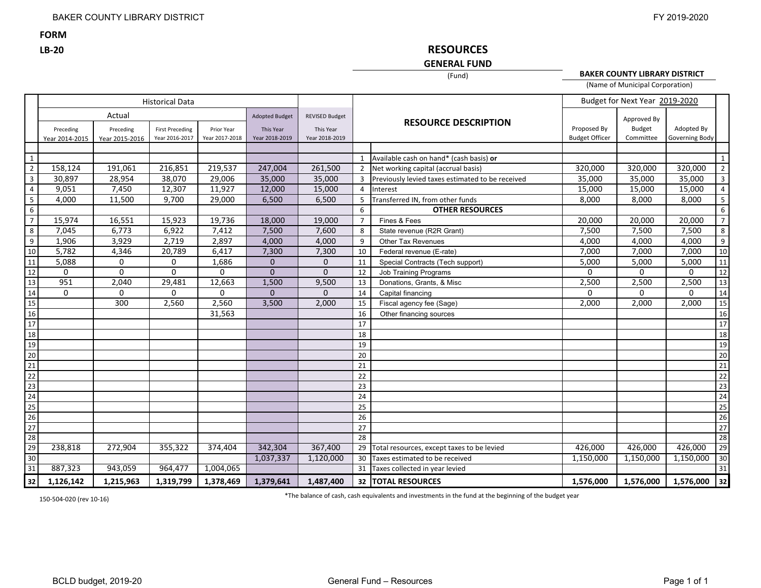BAKER COUNTY LIBRARY DISTRICT

FY 2019-2020

**FORM**

**LB-20**

# RESOURCES

## GENERAL FUND

(Fund)

**BAKER COUNTY LIBRARY DISTRICT**

(Name of Municipal Corporation)

| | Historical Data | | | | | | | | Budget for Next Year 2019-2020 | | | |
|---|---|---|---|---|---|---|---|---|---|---|---|---|
| | Actual | | | | Adopted Budget | REVISED Budget | | RESOURCE DESCRIPTION | | | | |
| | Preceding Year 2014-2015 | Preceding Year 2015-2016 | First Preceding Year 2016-2017 | Prior Year Year 2017-2018 | This Year Year 2018-2019 | This Year Year 2018-2019 | | | Proposed By Budget Officer | Approved By Budget Committee | Adopted By Governing Body | |
| 1 | | | | | | | 1 | Available cash on hand* (cash basis) **or** | | | | 1 |
| 2 | 158,124 | 191,061 | 216,851 | 219,537 | 247,004 | 261,500 | 2 | Net working capital (accrual basis) | 320,000 | 320,000 | 320,000 | 2 |
| 3 | 30,897 | 28,954 | 38,070 | 29,006 | 35,000 | 35,000 | 3 | Previously levied taxes estimated to be received | 35,000 | 35,000 | 35,000 | 3 |
| 4 | 9,051 | 7,450 | 12,307 | 11,927 | 12,000 | 15,000 | 4 | Interest | 15,000 | 15,000 | 15,000 | 4 |
| 5 | 4,000 | 11,500 | 9,700 | 29,000 | 6,500 | 6,500 | 5 | Transferred IN, from other funds | 8,000 | 8,000 | 8,000 | 5 |
| 6 | | | | | | | 6 | **OTHER RESOURCES** | | | | 6 |
| 7 | 15,974 | 16,551 | 15,923 | 19,736 | 18,000 | 19,000 | 7 | Fines & Fees | 20,000 | 20,000 | 20,000 | 7 |
| 8 | 7,045 | 6,773 | 6,922 | 7,412 | 7,500 | 7,600 | 8 | State revenue (R2R Grant) | 7,500 | 7,500 | 7,500 | 8 |
| 9 | 1,906 | 3,929 | 2,719 | 2,897 | 4,000 | 4,000 | 9 | Other Tax Revenues | 4,000 | 4,000 | 4,000 | 9 |
| 10 | 5,782 | 4,346 | 20,789 | 6,417 | 7,300 | 7,300 | 10 | Federal revenue (E-rate) | 7,000 | 7,000 | 7,000 | 10 |
| 11 | 5,088 | 0 | 0 | 1,686 | 0 | 0 | 11 | Special Contracts (Tech support) | 5,000 | 5,000 | 5,000 | 11 |
| 12 | 0 | 0 | 0 | 0 | 0 | 0 | 12 | Job Training Programs | 0 | 0 | 0 | 12 |
| 13 | 951 | 2,040 | 29,481 | 12,663 | 1,500 | 9,500 | 13 | Donations, Grants, & Misc | 2,500 | 2,500 | 2,500 | 13 |
| 14 | 0 | 0 | 0 | 0 | 0 | 0 | 14 | Capital financing | 0 | 0 | 0 | 14 |
| 15 | | 300 | 2,560 | 2,560 | 3,500 | 2,000 | 15 | Fiscal agency fee (Sage) | 2,000 | 2,000 | 2,000 | 15 |
| 16 | | | | 31,563 | | | 16 | Other financing sources | | | | 16 |
| 17 | | | | | | | 17 | | | | | 17 |
| 18 | | | | | | | 18 | | | | | 18 |
| 19 | | | | | | | 19 | | | | | 19 |
| 20 | | | | | | | 20 | | | | | 20 |
| 21 | | | | | | | 21 | | | | | 21 |
| 22 | | | | | | | 22 | | | | | 22 |
| 23 | | | | | | | 23 | | | | | 23 |
| 24 | | | | | | | 24 | | | | | 24 |
| 25 | | | | | | | 25 | | | | | 25 |
| 26 | | | | | | | 26 | | | | | 26 |
| 27 | | | | | | | 27 | | | | | 27 |
| 28 | | | | | | | 28 | | | | | 28 |
| 29 | 238,818 | 272,904 | 355,322 | 374,404 | 342,304 | 367,400 | 29 | Total resources, except taxes to be levied | 426,000 | 426,000 | 426,000 | 29 |
| 30 | | | | | 1,037,337 | 1,120,000 | 30 | Taxes estimated to be received | 1,150,000 | 1,150,000 | 1,150,000 | 30 |
| 31 | 887,323 | 943,059 | 964,477 | 1,004,065 | | | 31 | Taxes collected in year levied | | | | 31 |
| **32** | **1,126,142** | **1,215,963** | **1,319,799** | **1,378,469** | **1,379,641** | **1,487,400** | **32** | **TOTAL RESOURCES** | **1,576,000** | **1,576,000** | **1,576,000** | **32** |

150-504-020 (rev 10-16)

*The balance of cash, cash equivalents and investments in the fund at the beginning of the budget year

BCLD budget, 2019-20

General Fund – Resources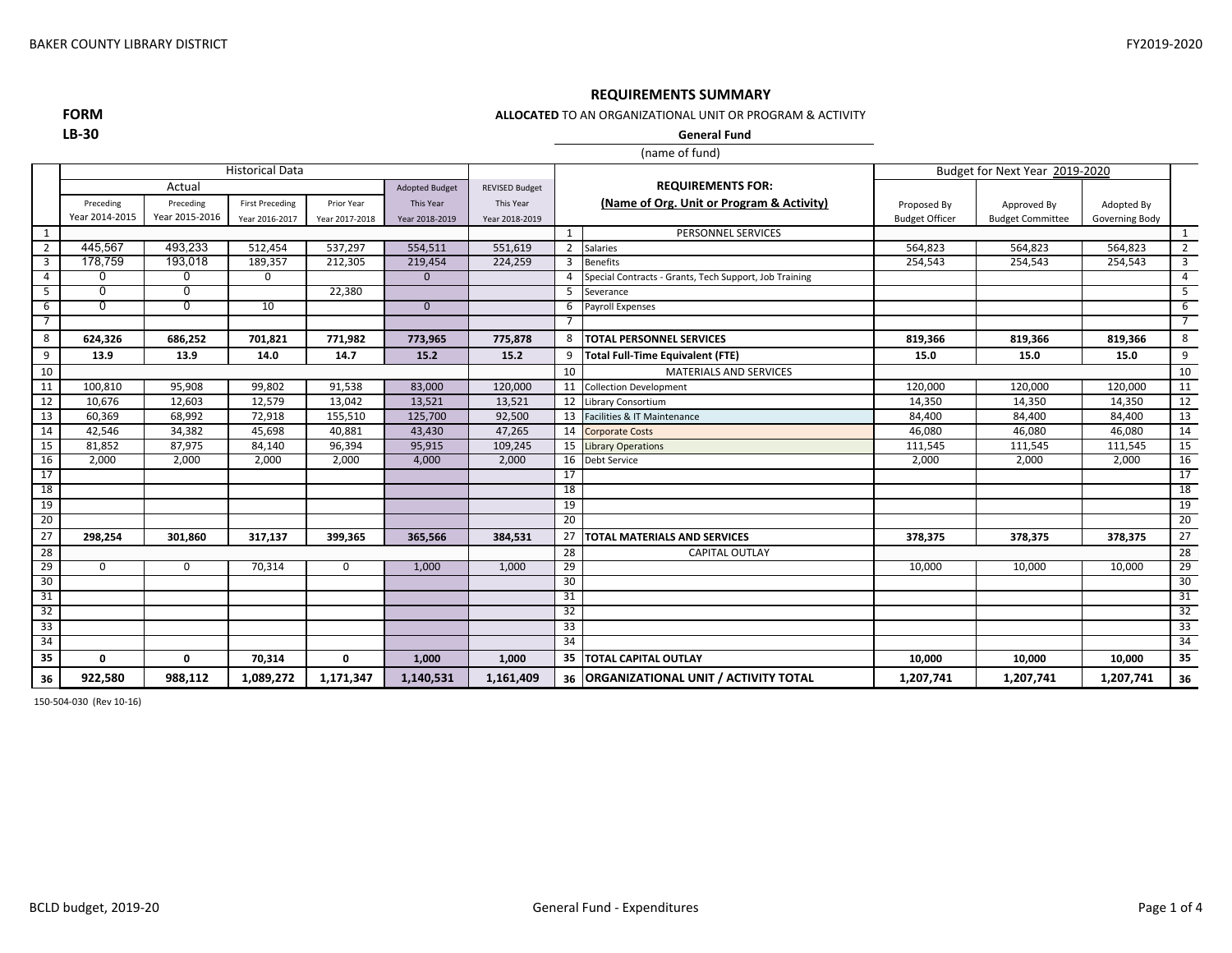## REQUIREMENTS SUMMARY

**FORM LB-30**

**ALLOCATED** TO AN ORGANIZATIONAL UNIT OR PROGRAM & ACTIVITY

**General Fund**

(name of fund)

| | Historical Data | | | | | | | | Budget for Next Year 2019-2020 | | | |
|---|---|---|---|---|---|---|---|---|---|---|---|---|
| | Actual | | | | Adopted Budget | REVISED Budget | | **REQUIREMENTS FOR:** | | | | |
| | Preceding Year 2014-2015 | Preceding Year 2015-2016 | First Preceding Year 2016-2017 | Prior Year Year 2017-2018 | This Year Year 2018-2019 | This Year Year 2018-2019 | | **(Name of Org. Unit or Program & Activity)** | Proposed By Budget Officer | Approved By Budget Committee | Adopted By Governing Body | |
| 1 | | | | | | | 1 | PERSONNEL SERVICES | | | | 1 |
| 2 | 445,567 | 493,233 | 512,454 | 537,297 | 554,511 | 551,619 | 2 | Salaries | 564,823 | 564,823 | 564,823 | 2 |
| 3 | 178,759 | 193,018 | 189,357 | 212,305 | 219,454 | 224,259 | 3 | Benefits | 254,543 | 254,543 | 254,543 | 3 |
| 4 | 0 | 0 | 0 | | 0 | | 4 | Special Contracts - Grants, Tech Support, Job Training | | | | 4 |
| 5 | 0 | 0 | | 22,380 | | | 5 | Severance | | | | 5 |
| 6 | 0 | 0 | 10 | | 0 | | 6 | Payroll Expenses | | | | 6 |
| 7 | | | | | | | 7 | | | | | 7 |
| 8 | **624,326** | **686,252** | **701,821** | **771,982** | **773,965** | **775,878** | 8 | **TOTAL PERSONNEL SERVICES** | **819,366** | **819,366** | **819,366** | 8 |
| 9 | **13.9** | **13.9** | **14.0** | **14.7** | **15.2** | **15.2** | 9 | **Total Full-Time Equivalent (FTE)** | **15.0** | **15.0** | **15.0** | 9 |
| 10 | | | | | | | 10 | MATERIALS AND SERVICES | | | | 10 |
| 11 | 100,810 | 95,908 | 99,802 | 91,538 | 83,000 | 120,000 | 11 | Collection Development | 120,000 | 120,000 | 120,000 | 11 |
| 12 | 10,676 | 12,603 | 12,579 | 13,042 | 13,521 | 13,521 | 12 | Library Consortium | 14,350 | 14,350 | 14,350 | 12 |
| 13 | 60,369 | 68,992 | 72,918 | 155,510 | 125,700 | 92,500 | 13 | Facilities & IT Maintenance | 84,400 | 84,400 | 84,400 | 13 |
| 14 | 42,546 | 34,382 | 45,698 | 40,881 | 43,430 | 47,265 | 14 | Corporate Costs | 46,080 | 46,080 | 46,080 | 14 |
| 15 | 81,852 | 87,975 | 84,140 | 96,394 | 95,915 | 109,245 | 15 | Library Operations | 111,545 | 111,545 | 111,545 | 15 |
| 16 | 2,000 | 2,000 | 2,000 | 2,000 | 4,000 | 2,000 | 16 | Debt Service | 2,000 | 2,000 | 2,000 | 16 |
| 17 | | | | | | | 17 | | | | | 17 |
| 18 | | | | | | | 18 | | | | | 18 |
| 19 | | | | | | | 19 | | | | | 19 |
| 20 | | | | | | | 20 | | | | | 20 |
| 27 | **298,254** | **301,860** | **317,137** | **399,365** | **365,566** | **384,531** | 27 | **TOTAL MATERIALS AND SERVICES** | **378,375** | **378,375** | **378,375** | 27 |
| 28 | | | | | | | 28 | CAPITAL OUTLAY | | | | 28 |
| 29 | 0 | 0 | 70,314 | 0 | 1,000 | 1,000 | 29 | | 10,000 | 10,000 | 10,000 | 29 |
| 30 | | | | | | | 30 | | | | | 30 |
| 31 | | | | | | | 31 | | | | | 31 |
| 32 | | | | | | | 32 | | | | | 32 |
| 33 | | | | | | | 33 | | | | | 33 |
| 34 | | | | | | | 34 | | | | | 34 |
| 35 | **0** | **0** | **70,314** | **0** | **1,000** | **1,000** | 35 | **TOTAL CAPITAL OUTLAY** | **10,000** | **10,000** | **10,000** | 35 |
| 36 | **922,580** | **988,112** | **1,089,272** | **1,171,347** | **1,140,531** | **1,161,409** | 36 | **ORGANIZATIONAL UNIT / ACTIVITY TOTAL** | **1,207,741** | **1,207,741** | **1,207,741** | 36 |

150-504-030 (Rev 10-16)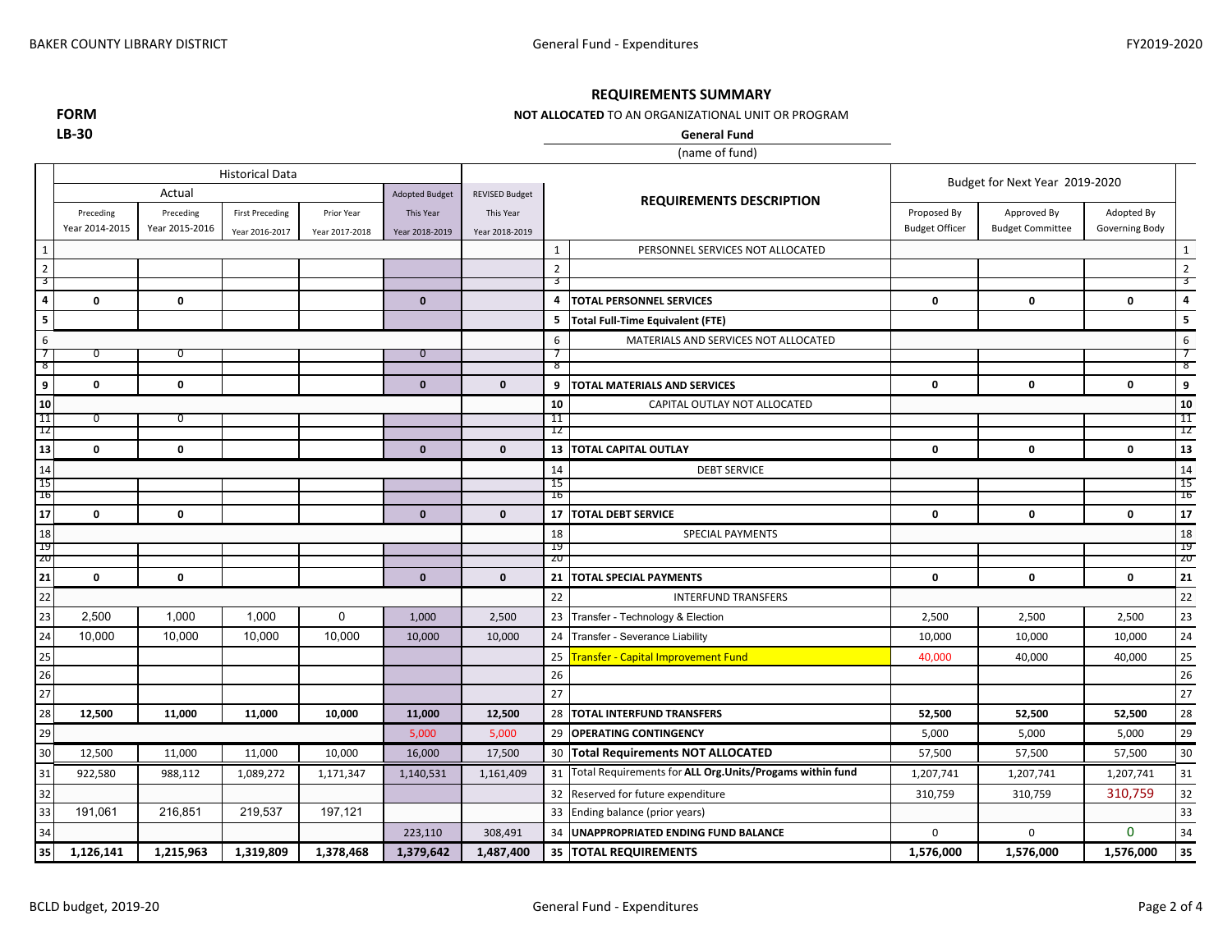## REQUIREMENTS SUMMARY

**FORM LB-30**

**NOT ALLOCATED** TO AN ORGANIZATIONAL UNIT OR PROGRAM

**General Fund**

(name of fund)

| | Historical Data | | | | | | | | Budget for Next Year 2019-2020 | | | |
|---|---|---|---|---|---|---|---|---|---|---|---|---|
| | Actual | | | | Adopted Budget | REVISED Budget | | REQUIREMENTS DESCRIPTION | | | | |
| | Preceding Year 2014-2015 | Preceding Year 2015-2016 | First Preceding Year 2016-2017 | Prior Year Year 2017-2018 | This Year Year 2018-2019 | This Year Year 2018-2019 | | | Proposed By Budget Officer | Approved By Budget Committee | Adopted By Governing Body | |
| 1 | | | | | | | 1 | PERSONNEL SERVICES NOT ALLOCATED | | | | 1 |
| 2 | | | | | | | 2 | | | | | 2 |
| 3 | | | | | | | 3 | | | | | 3 |
| 4 | **0** | **0** | | | **0** | | 4 | **TOTAL PERSONNEL SERVICES** | **0** | **0** | **0** | 4 |
| 5 | | | | | | | 5 | **Total Full-Time Equivalent (FTE)** | | | | 5 |
| 6 | | | | | | | 6 | MATERIALS AND SERVICES NOT ALLOCATED | | | | 6 |
| 7 | 0 | 0 | | | 0 | | 7 | | | | | 7 |
| 8 | | | | | | | 8 | | | | | 8 |
| 9 | **0** | **0** | | | **0** | **0** | 9 | **TOTAL MATERIALS AND SERVICES** | **0** | **0** | **0** | 9 |
| 10 | | | | | | | 10 | CAPITAL OUTLAY NOT ALLOCATED | | | | 10 |
| 11 | 0 | 0 | | | | | 11 | | | | | 11 |
| 12 | | | | | | | 12 | | | | | 12 |
| 13 | **0** | **0** | | | **0** | **0** | 13 | **TOTAL CAPITAL OUTLAY** | **0** | **0** | **0** | 13 |
| 14 | | | | | | | 14 | DEBT SERVICE | | | | 14 |
| 15 | | | | | | | 15 | | | | | 15 |
| 16 | | | | | | | 16 | | | | | 16 |
| 17 | **0** | **0** | | | **0** | **0** | 17 | **TOTAL DEBT SERVICE** | **0** | **0** | **0** | 17 |
| 18 | | | | | | | 18 | SPECIAL PAYMENTS | | | | 18 |
| 19 | | | | | | | 19 | | | | | 19 |
| 20 | | | | | | | 20 | | | | | 20 |
| 21 | **0** | **0** | | | **0** | **0** | 21 | **TOTAL SPECIAL PAYMENTS** | **0** | **0** | **0** | 21 |
| 22 | | | | | | | 22 | INTERFUND TRANSFERS | | | | 22 |
| 23 | 2,500 | 1,000 | 1,000 | 0 | 1,000 | 2,500 | 23 | Transfer - Technology & Election | 2,500 | 2,500 | 2,500 | 23 |
| 24 | 10,000 | 10,000 | 10,000 | 10,000 | 10,000 | 10,000 | 24 | Transfer - Severance Liability | 10,000 | 10,000 | 10,000 | 24 |
| 25 | | | | | | | 25 | Transfer - Capital Improvement Fund | 40,000 | 40,000 | 40,000 | 25 |
| 26 | | | | | | | 26 | | | | | 26 |
| 27 | | | | | | | 27 | | | | | 27 |
| 28 | **12,500** | **11,000** | **11,000** | **10,000** | **11,000** | **12,500** | 28 | **TOTAL INTERFUND TRANSFERS** | **52,500** | **52,500** | **52,500** | 28 |
| 29 | | | | | 5,000 | 5,000 | 29 | **OPERATING CONTINGENCY** | 5,000 | 5,000 | 5,000 | 29 |
| 30 | 12,500 | 11,000 | 11,000 | 10,000 | 16,000 | 17,500 | 30 | **Total Requirements NOT ALLOCATED** | 57,500 | 57,500 | 57,500 | 30 |
| 31 | 922,580 | 988,112 | 1,089,272 | 1,171,347 | 1,140,531 | 1,161,409 | 31 | Total Requirements for **ALL Org.Units/Progams within fund** | 1,207,741 | 1,207,741 | 1,207,741 | 31 |
| 32 | | | | | | | 32 | Reserved for future expenditure | 310,759 | 310,759 | 310,759 | 32 |
| 33 | 191,061 | 216,851 | 219,537 | 197,121 | | | 33 | Ending balance (prior years) | | | | 33 |
| 34 | | | | | 223,110 | 308,491 | 34 | **UNAPPROPRIATED ENDING FUND BALANCE** | 0 | 0 | 0 | 34 |
| 35 | **1,126,141** | **1,215,963** | **1,319,809** | **1,378,468** | **1,379,642** | **1,487,400** | 35 | **TOTAL REQUIREMENTS** | **1,576,000** | **1,576,000** | **1,576,000** | 35 |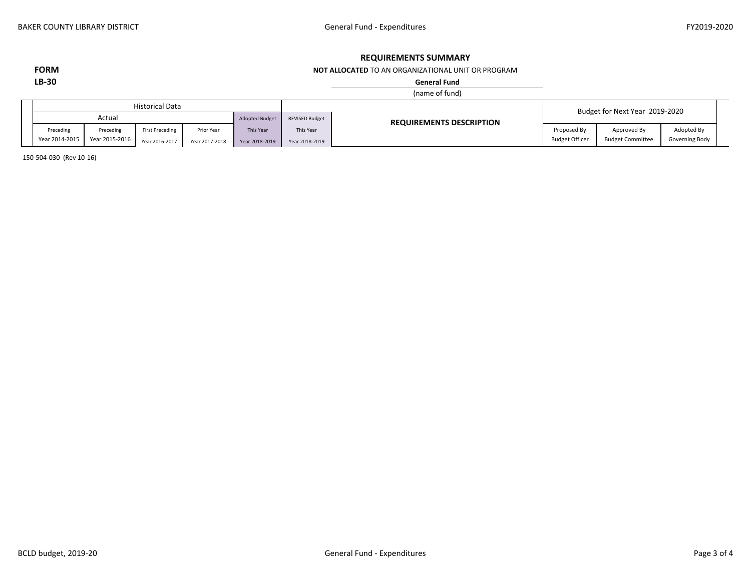**REQUIREMENTS SUMMARY**

**NOT ALLOCATED** TO AN ORGANIZATIONAL UNIT OR PROGRAM

**FORM LB-30**

**General Fund**
(name of fund)

| Historical Data | | | | | | REQUIREMENTS DESCRIPTION | Budget for Next Year 2019-2020 | | |
|---|---|---|---|---|---|---|---|---|---|
| Actual | | | | Adopted Budget | REVISED Budget | | | | |
| Preceding Year 2014-2015 | Preceding Year 2015-2016 | First Preceding Year 2016-2017 | Prior Year Year 2017-2018 | This Year Year 2018-2019 | This Year Year 2018-2019 | | Proposed By Budget Officer | Approved By Budget Committee | Adopted By Governing Body |

150-504-030 (Rev 10-16)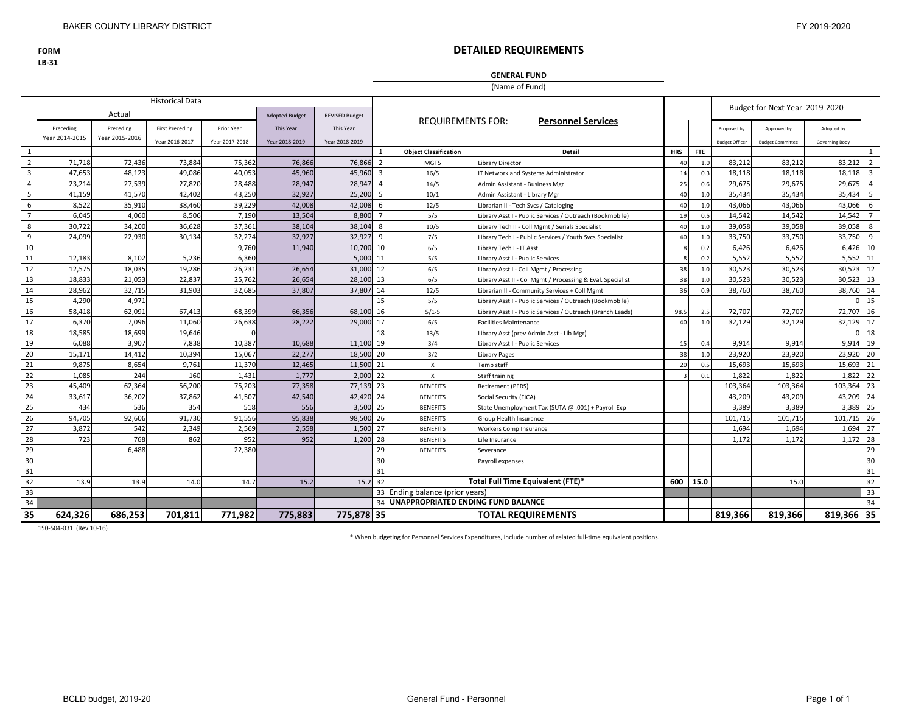**FORM**
**LB-31**

# DETAILED REQUIREMENTS

**GENERAL FUND**
(Name of Fund)

| | Historical Data | | | | | | | REQUIREMENTS FOR: **Personnel Services** | | | | Budget for Next Year 2019-2020 | | | |
|---|---|---|---|---|---|---|---|---|---|---|---|---|---|---|---|
| | Actual | | | | Adopted Budget | REVISED Budget | | | | | | | | | |
| | Preceding Year 2014-2015 | Preceding Year 2015-2016 | First Preceding Year 2016-2017 | Prior Year Year 2017-2018 | This Year Year 2018-2019 | This Year Year 2018-2019 | | | | | | Proposed by Budget Officer | Approved by Budget Committee | Adopted by Governing Body | |
| 1 | | | | | | | 1 | **Object Classification** | **Detail** | **HRS** | **FTE** | | | | 1 |
| 2 | 71,718 | 72,436 | 73,884 | 75,362 | 76,866 | 76,866 | 2 | MGT5 | Library Director | 40 | 1.0 | 83,212 | 83,212 | 83,212 | 2 |
| 3 | 47,653 | 48,123 | 49,086 | 40,053 | 45,960 | 45,960 | 3 | 16/5 | IT Network and Systems Administrator | 14 | 0.3 | 18,118 | 18,118 | 18,118 | 3 |
| 4 | 23,214 | 27,539 | 27,820 | 28,488 | 28,947 | 28,947 | 4 | 14/5 | Admin Assistant - Business Mgr | 25 | 0.6 | 29,675 | 29,675 | 29,675 | 4 |
| 5 | 41,159 | 41,570 | 42,402 | 43,250 | 32,927 | 25,200 | 5 | 10/1 | Admin Assistant - Library Mgr | 40 | 1.0 | 35,434 | 35,434 | 35,434 | 5 |
| 6 | 8,522 | 35,910 | 38,460 | 39,229 | 42,008 | 42,008 | 6 | 12/5 | Librarian II - Tech Svcs / Cataloging | 40 | 1.0 | 43,066 | 43,066 | 43,066 | 6 |
| 7 | 6,045 | 4,060 | 8,506 | 7,190 | 13,504 | 8,800 | 7 | 5/5 | Library Asst I - Public Services / Outreach (Bookmobile) | 19 | 0.5 | 14,542 | 14,542 | 14,542 | 7 |
| 8 | 30,722 | 34,200 | 36,628 | 37,361 | 38,104 | 38,104 | 8 | 10/5 | Library Tech II - Coll Mgmt / Serials Specialist | 40 | 1.0 | 39,058 | 39,058 | 39,058 | 8 |
| 9 | 24,099 | 22,930 | 30,134 | 32,274 | 32,927 | 32,927 | 9 | 7/5 | Library Tech I - Public Services / Youth Svcs Specialist | 40 | 1.0 | 33,750 | 33,750 | 33,750 | 9 |
| 10 | | | | 9,760 | 11,940 | 10,700 | 10 | 6/5 | Library Tech I - IT Asst | 8 | 0.2 | 6,426 | 6,426 | 6,426 | 10 |
| 11 | 12,183 | 8,102 | 5,236 | 6,360 | | 5,000 | 11 | 5/5 | Library Asst I - Public Services | 8 | 0.2 | 5,552 | 5,552 | 5,552 | 11 |
| 12 | 12,575 | 18,035 | 19,286 | 26,231 | 26,654 | 31,000 | 12 | 6/5 | Library Asst I - Coll Mgmt / Processing | 38 | 1.0 | 30,523 | 30,523 | 30,523 | 12 |
| 13 | 18,833 | 21,053 | 22,837 | 25,762 | 26,654 | 28,100 | 13 | 6/5 | Library Asst II - Col Mgmt / Processing & Eval. Specialist | 38 | 1.0 | 30,523 | 30,523 | 30,523 | 13 |
| 14 | 28,962 | 32,715 | 31,903 | 32,685 | 37,807 | 37,807 | 14 | 12/5 | Librarian II - Community Services + Coll Mgmt | 36 | 0.9 | 38,760 | 38,760 | 38,760 | 14 |
| 15 | 4,290 | 4,971 | | | | | 15 | 5/5 | Library Asst I - Public Services / Outreach (Bookmobile) | | | | | 0 | 15 |
| 16 | 58,418 | 62,091 | 67,413 | 68,399 | 66,356 | 68,100 | 16 | 5/1-5 | Library Asst I - Public Services / Outreach (Branch Leads) | 98.5 | 2.5 | 72,707 | 72,707 | 72,707 | 16 |
| 17 | 6,370 | 7,096 | 11,060 | 26,638 | 28,222 | 29,000 | 17 | 6/5 | Facilities Maintenance | 40 | 1.0 | 32,129 | 32,129 | 32,129 | 17 |
| 18 | 18,585 | 18,699 | 19,646 | 0 | | | 18 | 13/5 | Library Asst (prev Admin Asst - Lib Mgr) | | | | | 0 | 18 |
| 19 | 6,088 | 3,907 | 7,838 | 10,387 | 10,688 | 11,100 | 19 | 3/4 | Library Asst I - Public Services | 15 | 0.4 | 9,914 | 9,914 | 9,914 | 19 |
| 20 | 15,171 | 14,412 | 10,394 | 15,067 | 22,277 | 18,500 | 20 | 3/2 | Library Pages | 38 | 1.0 | 23,920 | 23,920 | 23,920 | 20 |
| 21 | 9,875 | 8,654 | 9,761 | 11,370 | 12,465 | 11,500 | 21 | X | Temp staff | 20 | 0.5 | 15,693 | 15,693 | 15,693 | 21 |
| 22 | 1,085 | 244 | 160 | 1,431 | 1,777 | 2,000 | 22 | X | Staff training | 3 | 0.1 | 1,822 | 1,822 | 1,822 | 22 |
| 23 | 45,409 | 62,364 | 56,200 | 75,203 | 77,358 | 77,139 | 23 | BENEFITS | Retirement (PERS) | | | 103,364 | 103,364 | 103,364 | 23 |
| 24 | 33,617 | 36,202 | 37,862 | 41,507 | 42,540 | 42,420 | 24 | BENEFITS | Social Security (FICA) | | | 43,209 | 43,209 | 43,209 | 24 |
| 25 | 434 | 536 | 354 | 518 | 556 | 3,500 | 25 | BENEFITS | State Unemployment Tax (SUTA @ .001) + Payroll Exp | | | 3,389 | 3,389 | 3,389 | 25 |
| 26 | 94,705 | 92,606 | 91,730 | 91,556 | 95,838 | 98,500 | 26 | BENEFITS | Group Health Insurance | | | 101,715 | 101,715 | 101,715 | 26 |
| 27 | 3,872 | 542 | 2,349 | 2,569 | 2,558 | 1,500 | 27 | BENEFITS | Workers Comp Insurance | | | 1,694 | 1,694 | 1,694 | 27 |
| 28 | 723 | 768 | 862 | 952 | 952 | 1,200 | 28 | BENEFITS | Life Insurance | | | 1,172 | 1,172 | 1,172 | 28 |
| 29 | | 6,488 | | 22,380 | | | 29 | BENEFITS | Severance | | | | | | 29 |
| 30 | | | | | | | 30 | | Payroll expenses | | | | | | 30 |
| 31 | | | | | | | 31 | | | | | | | | 31 |
| 32 | 13.9 | 13.9 | 14.0 | 14.7 | 15.2 | 15.2 | 32 | | **Total Full Time Equivalent (FTE)*** | **600** | **15.0** | | 15.0 | | 32 |
| 33 | | | | | | | 33 | Ending balance (prior years) | | | | | | | 33 |
| 34 | | | | | | | 34 | **UNAPPROPRIATED ENDING FUND BALANCE** | | | | | | | 34 |
| **35** | **624,326** | **686,253** | **701,811** | **771,982** | **775,883** | **775,878** | **35** | | **TOTAL REQUIREMENTS** | | | **819,366** | **819,366** | **819,366** | **35** |

150-504-031 (Rev 10-16)

\* When budgeting for Personnel Services Expenditures, include number of related full-time equivalent positions.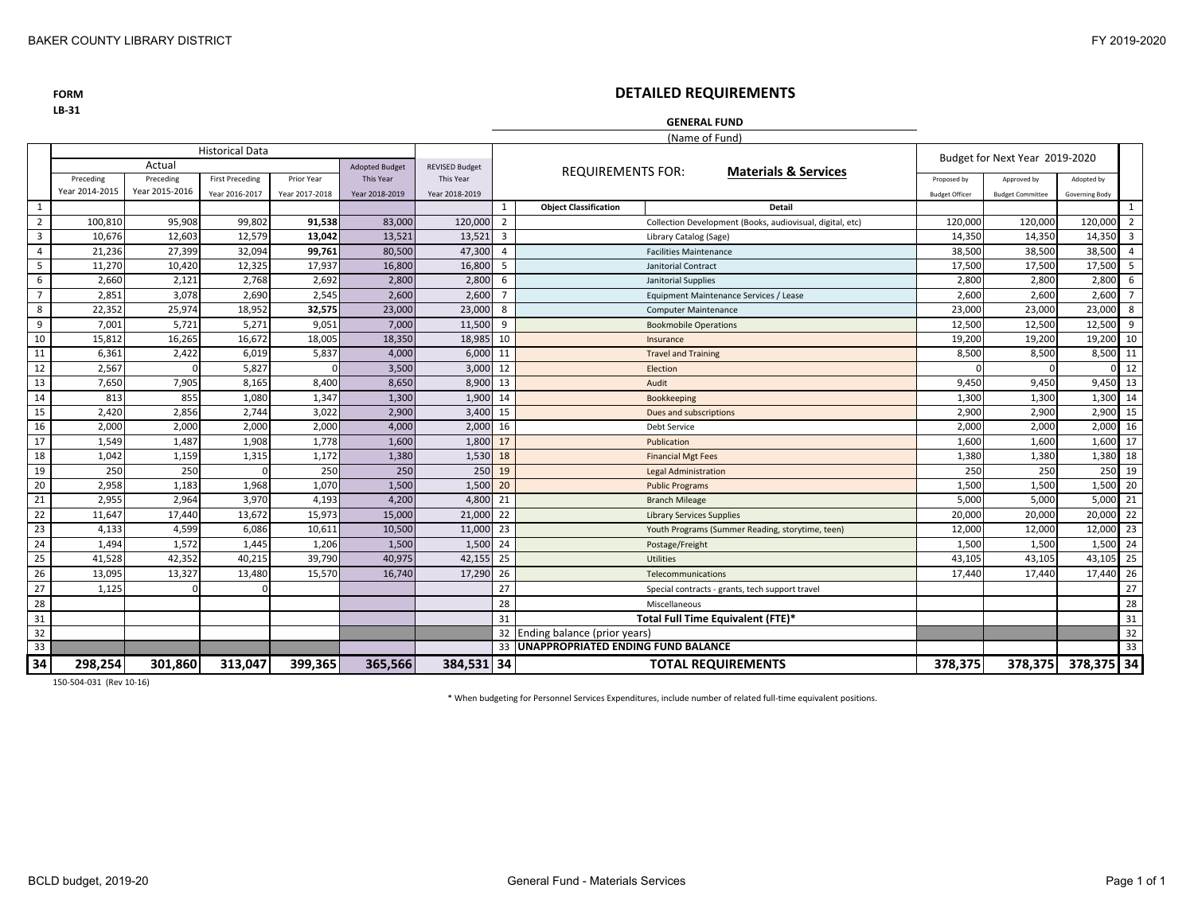FORM
LB-31

# DETAILED REQUIREMENTS

**GENERAL FUND**
(Name of Fund)

| | Historical Data | | | | | | | REQUIREMENTS FOR: **Materials & Services** | | Budget for Next Year 2019-2020 | | | |
|---|---|---|---|---|---|---|---|---|---|---|---|---|---|
| | Actual | | | | | | | | | | | | |
| | Preceding Year 2014-2015 | Preceding Year 2015-2016 | First Preceding Year 2016-2017 | Prior Year Year 2017-2018 | Adopted Budget This Year Year 2018-2019 | REVISED Budget This Year Year 2018-2019 | | | | Proposed by Budget Officer | Approved by Budget Committee | Adopted by Governing Body | |
| 1 | | | | | | | 1 | **Object Classification** | **Detail** | | | | 1 |
| 2 | 100,810 | 95,908 | 99,802 | **91,538** | 83,000 | 120,000 | 2 | | Collection Development (Books, audiovisual, digital, etc) | 120,000 | 120,000 | 120,000 | 2 |
| 3 | 10,676 | 12,603 | 12,579 | **13,042** | 13,521 | 13,521 | 3 | | Library Catalog (Sage) | 14,350 | 14,350 | 14,350 | 3 |
| 4 | 21,236 | 27,399 | 32,094 | **99,761** | 80,500 | 47,300 | 4 | | Facilities Maintenance | 38,500 | 38,500 | 38,500 | 4 |
| 5 | 11,270 | 10,420 | 12,325 | 17,937 | 16,800 | 16,800 | 5 | | Janitorial Contract | 17,500 | 17,500 | 17,500 | 5 |
| 6 | 2,660 | 2,121 | 2,768 | 2,692 | 2,800 | 2,800 | 6 | | Janitorial Supplies | 2,800 | 2,800 | 2,800 | 6 |
| 7 | 2,851 | 3,078 | 2,690 | 2,545 | 2,600 | 2,600 | 7 | | Equipment Maintenance Services / Lease | 2,600 | 2,600 | 2,600 | 7 |
| 8 | 22,352 | 25,974 | 18,952 | **32,575** | 23,000 | 23,000 | 8 | | Computer Maintenance | 23,000 | 23,000 | 23,000 | 8 |
| 9 | 7,001 | 5,721 | 5,271 | 9,051 | 7,000 | 11,500 | 9 | | Bookmobile Operations | 12,500 | 12,500 | 12,500 | 9 |
| 10 | 15,812 | 16,265 | 16,672 | 18,005 | 18,350 | 18,985 | 10 | | Insurance | 19,200 | 19,200 | 19,200 | 10 |
| 11 | 6,361 | 2,422 | 6,019 | 5,837 | 4,000 | 6,000 | 11 | | Travel and Training | 8,500 | 8,500 | 8,500 | 11 |
| 12 | 2,567 | 0 | 5,827 | 0 | 3,500 | 3,000 | 12 | | Election | 0 | 0 | 0 | 12 |
| 13 | 7,650 | 7,905 | 8,165 | 8,400 | 8,650 | 8,900 | 13 | | Audit | 9,450 | 9,450 | 9,450 | 13 |
| 14 | 813 | 855 | 1,080 | 1,347 | 1,300 | 1,900 | 14 | | Bookkeeping | 1,300 | 1,300 | 1,300 | 14 |
| 15 | 2,420 | 2,856 | 2,744 | 3,022 | 2,900 | 3,400 | 15 | | Dues and subscriptions | 2,900 | 2,900 | 2,900 | 15 |
| 16 | 2,000 | 2,000 | 2,000 | 2,000 | 4,000 | 2,000 | 16 | | Debt Service | 2,000 | 2,000 | 2,000 | 16 |
| 17 | 1,549 | 1,487 | 1,908 | 1,778 | 1,600 | 1,800 | 17 | | Publication | 1,600 | 1,600 | 1,600 | 17 |
| 18 | 1,042 | 1,159 | 1,315 | 1,172 | 1,380 | 1,530 | 18 | | Financial Mgt Fees | 1,380 | 1,380 | 1,380 | 18 |
| 19 | 250 | 250 | 0 | 250 | 250 | 250 | 19 | | Legal Administration | 250 | 250 | 250 | 19 |
| 20 | 2,958 | 1,183 | 1,968 | 1,070 | 1,500 | 1,500 | 20 | | Public Programs | 1,500 | 1,500 | 1,500 | 20 |
| 21 | 2,955 | 2,964 | 3,970 | 4,193 | 4,200 | 4,800 | 21 | | Branch Mileage | 5,000 | 5,000 | 5,000 | 21 |
| 22 | 11,647 | 17,440 | 13,672 | 15,973 | 15,000 | 21,000 | 22 | | Library Services Supplies | 20,000 | 20,000 | 20,000 | 22 |
| 23 | 4,133 | 4,599 | 6,086 | 10,611 | 10,500 | 11,000 | 23 | | Youth Programs (Summer Reading, storytime, teen) | 12,000 | 12,000 | 12,000 | 23 |
| 24 | 1,494 | 1,572 | 1,445 | 1,206 | 1,500 | 1,500 | 24 | | Postage/Freight | 1,500 | 1,500 | 1,500 | 24 |
| 25 | 41,528 | 42,352 | 40,215 | 39,790 | 40,975 | 42,155 | 25 | | Utilities | 43,105 | 43,105 | 43,105 | 25 |
| 26 | 13,095 | 13,327 | 13,480 | 15,570 | 16,740 | 17,290 | 26 | | Telecommunications | 17,440 | 17,440 | 17,440 | 26 |
| 27 | 1,125 | 0 | 0 | | | | 27 | | Special contracts - grants, tech support travel | | | | 27 |
| 28 | | | | | | | 28 | | Miscellaneous | | | | 28 |
| 31 | | | | | | | 31 | | **Total Full Time Equivalent (FTE)*** | | | | 31 |
| 32 | | | | | | | 32 | Ending balance (prior years) | | | | | 32 |
| 33 | | | | | | | 33 | **UNAPPROPRIATED ENDING FUND BALANCE** | | | | | 33 |
| **34** | **298,254** | **301,860** | **313,047** | **399,365** | **365,566** | **384,531** | **34** | | **TOTAL REQUIREMENTS** | **378,375** | **378,375** | **378,375** | **34** |

150-504-031 (Rev 10-16)

* When budgeting for Personnel Services Expenditures, include number of related full-time equivalent positions.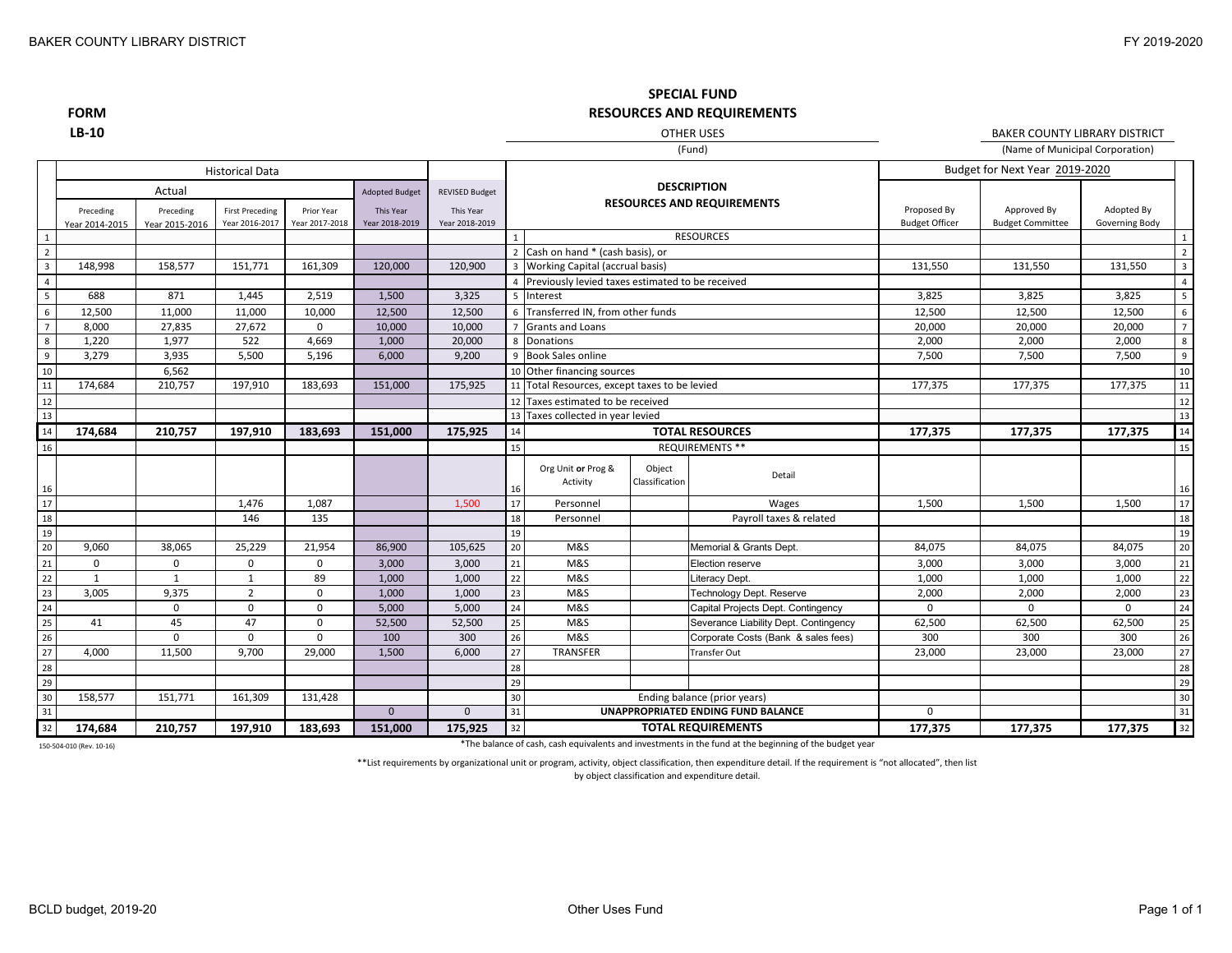**FORM**
**LB-10**

## SPECIAL FUND
## RESOURCES AND REQUIREMENTS

OTHER USES
(Fund)

BAKER COUNTY LIBRARY DISTRICT
(Name of Municipal Corporation)

| | Historical Data | | | | | | | DESCRIPTION RESOURCES AND REQUIREMENTS | | | Budget for Next Year 2019-2020 | | | |
|---|---|---|---|---|---|---|---|---|---|---|---|---|---|---|
| | Actual | | | | Adopted Budget | REVISED Budget | | | | | | | | |
| | Preceding Year 2014-2015 | Preceding Year 2015-2016 | First Preceding Year 2016-2017 | Prior Year Year 2017-2018 | This Year Year 2018-2019 | This Year Year 2018-2019 | | | | | Proposed By Budget Officer | Approved By Budget Committee | Adopted By Governing Body | |
| 1 | | | | | | | 1 | RESOURCES | | | | | | 1 |
| 2 | | | | | | | 2 | Cash on hand * (cash basis), or | | | | | | 2 |
| 3 | 148,998 | 158,577 | 151,771 | 161,309 | 120,000 | 120,900 | 3 | Working Capital (accrual basis) | | | 131,550 | 131,550 | 131,550 | 3 |
| 4 | | | | | | | 4 | Previously levied taxes estimated to be received | | | | | | 4 |
| 5 | 688 | 871 | 1,445 | 2,519 | 1,500 | 3,325 | 5 | Interest | | | 3,825 | 3,825 | 3,825 | 5 |
| 6 | 12,500 | 11,000 | 11,000 | 10,000 | 12,500 | 12,500 | 6 | Transferred IN, from other funds | | | 12,500 | 12,500 | 12,500 | 6 |
| 7 | 8,000 | 27,835 | 27,672 | 0 | 10,000 | 10,000 | 7 | Grants and Loans | | | 20,000 | 20,000 | 20,000 | 7 |
| 8 | 1,220 | 1,977 | 522 | 4,669 | 1,000 | 20,000 | 8 | Donations | | | 2,000 | 2,000 | 2,000 | 8 |
| 9 | 3,279 | 3,935 | 5,500 | 5,196 | 6,000 | 9,200 | 9 | Book Sales online | | | 7,500 | 7,500 | 7,500 | 9 |
| 10 | | 6,562 | | | | | 10 | Other financing sources | | | | | | 10 |
| 11 | 174,684 | 210,757 | 197,910 | 183,693 | 151,000 | 175,925 | 11 | Total Resources, except taxes to be levied | | | 177,375 | 177,375 | 177,375 | 11 |
| 12 | | | | | | | 12 | Taxes estimated to be received | | | | | | 12 |
| 13 | | | | | | | 13 | Taxes collected in year levied | | | | | | 13 |
| 14 | **174,684** | **210,757** | **197,910** | **183,693** | **151,000** | **175,925** | 14 | **TOTAL RESOURCES** | | | **177,375** | **177,375** | **177,375** | 14 |
| 16 | | | | | | | 15 | REQUIREMENTS ** | | | | | | 15 |
| 16 | | | | | | | 16 | Org Unit **or** Prog & Activity | Object Classification | Detail | | | | 16 |
| 17 | | | 1,476 | 1,087 | | 1,500 | 17 | Personnel | | Wages | 1,500 | 1,500 | 1,500 | 17 |
| 18 | | | 146 | 135 | | | 18 | Personnel | | Payroll taxes & related | | | | 18 |
| 19 | | | | | | | 19 | | | | | | | 19 |
| 20 | 9,060 | 38,065 | 25,229 | 21,954 | 86,900 | 105,625 | 20 | M&S | | Memorial & Grants Dept. | 84,075 | 84,075 | 84,075 | 20 |
| 21 | 0 | 0 | 0 | 0 | 3,000 | 3,000 | 21 | M&S | | Election reserve | 3,000 | 3,000 | 3,000 | 21 |
| 22 | 1 | 1 | 1 | 89 | 1,000 | 1,000 | 22 | M&S | | Literacy Dept. | 1,000 | 1,000 | 1,000 | 22 |
| 23 | 3,005 | 9,375 | 2 | 0 | 1,000 | 1,000 | 23 | M&S | | Technology Dept. Reserve | 2,000 | 2,000 | 2,000 | 23 |
| 24 | | 0 | 0 | 0 | 5,000 | 5,000 | 24 | M&S | | Capital Projects Dept. Contingency | 0 | 0 | 0 | 24 |
| 25 | 41 | 45 | 47 | 0 | 52,500 | 52,500 | 25 | M&S | | Severance Liability Dept. Contingency | 62,500 | 62,500 | 62,500 | 25 |
| 26 | | 0 | 0 | 0 | 100 | 300 | 26 | M&S | | Corporate Costs (Bank & sales fees) | 300 | 300 | 300 | 26 |
| 27 | 4,000 | 11,500 | 9,700 | 29,000 | 1,500 | 6,000 | 27 | TRANSFER | | Transfer Out | 23,000 | 23,000 | 23,000 | 27 |
| 28 | | | | | | | 28 | | | | | | | 28 |
| 29 | | | | | | | 29 | | | | | | | 29 |
| 30 | 158,577 | 151,771 | 161,309 | 131,428 | | | 30 | Ending balance (prior years) | | | | | | 30 |
| 31 | | | | | 0 | 0 | 31 | **UNAPPROPRIATED ENDING FUND BALANCE** | | | 0 | | | 31 |
| 32 | **174,684** | **210,757** | **197,910** | **183,693** | **151,000** | **175,925** | 32 | **TOTAL REQUIREMENTS** | | | **177,375** | **177,375** | **177,375** | 32 |

150-504-010 (Rev. 10-16)

*The balance of cash, cash equivalents and investments in the fund at the beginning of the budget year

**List requirements by organizational unit or program, activity, object classification, then expenditure detail. If the requirement is "not allocated", then list by object classification and expenditure detail.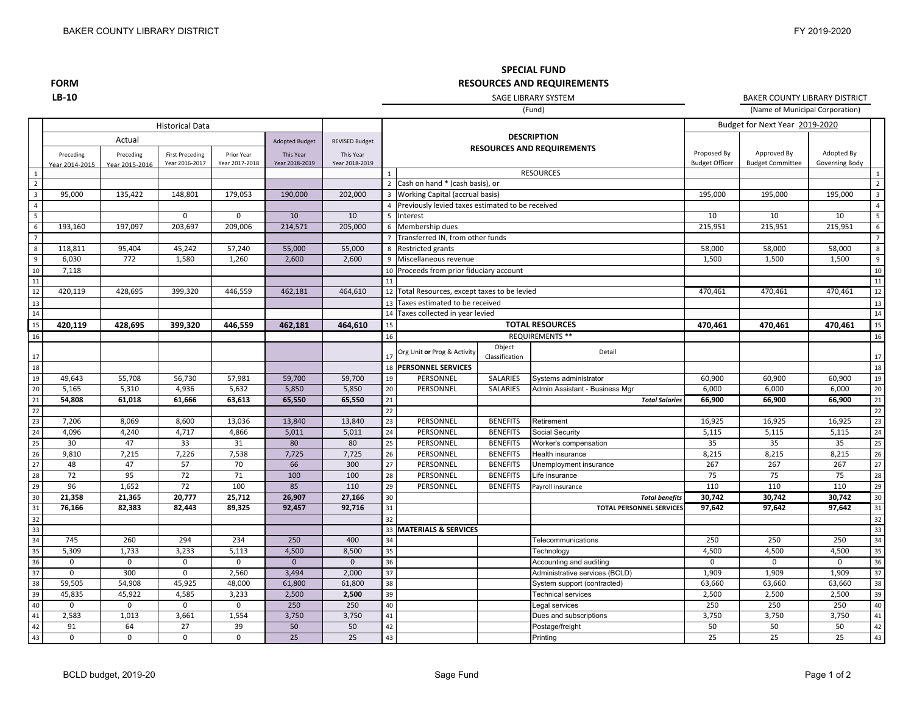**FORM LB-10**

# SPECIAL FUND
## RESOURCES AND REQUIREMENTS

SAGE LIBRARY SYSTEM (Fund)

BAKER COUNTY LIBRARY DISTRICT (Name of Municipal Corporation)

| | Historical Data | | | | | | | DESCRIPTION RESOURCES AND REQUIREMENTS | | | Budget for Next Year 2019-2020 | | | |
|---|---|---|---|---|---|---|---|---|---|---|---|---|---|---|
| | Actual | | | | Adopted Budget | REVISED Budget | | | | | | | | |
| | Preceding Year 2014-2015 | Preceding Year 2015-2016 | First Preceding Year 2016-2017 | Prior Year Year 2017-2018 | This Year Year 2018-2019 | This Year Year 2018-2019 | | | | | Proposed By Budget Officer | Approved By Budget Committee | Adopted By Governing Body | |
| 1 | | | | | | | 1 | RESOURCES | | | | | | 1 |
| 2 | | | | | | | 2 | Cash on hand * (cash basis), or | | | | | | 2 |
| 3 | 95,000 | 135,422 | 148,801 | 179,053 | 190,000 | 202,000 | 3 | Working Capital (accrual basis) | | | 195,000 | 195,000 | 195,000 | 3 |
| 4 | | | | | | | 4 | Previously levied taxes estimated to be received | | | | | | 4 |
| 5 | | | 0 | 0 | 10 | 10 | 5 | Interest | | | 10 | 10 | 10 | 5 |
| 6 | 193,160 | 197,097 | 203,697 | 209,006 | 214,571 | 205,000 | 6 | Membership dues | | | 215,951 | 215,951 | 215,951 | 6 |
| 7 | | | | | | | 7 | Transferred IN, from other funds | | | | | | 7 |
| 8 | 118,811 | 95,404 | 45,242 | 57,240 | 55,000 | 55,000 | 8 | Restricted grants | | | 58,000 | 58,000 | 58,000 | 8 |
| 9 | 6,030 | 772 | 1,580 | 1,260 | 2,600 | 2,600 | 9 | Miscellaneous revenue | | | 1,500 | 1,500 | 1,500 | 9 |
| 10 | 7,118 | | | | | | 10 | Proceeds from prior fiduciary account | | | | | | 10 |
| 11 | | | | | | | 11 | | | | | | | 11 |
| 12 | 420,119 | 428,695 | 399,320 | 446,559 | 462,181 | 464,610 | 12 | Total Resources, except taxes to be levied | | | 470,461 | 470,461 | 470,461 | 12 |
| 13 | | | | | | | 13 | Taxes estimated to be received | | | | | | 13 |
| 14 | | | | | | | 14 | Taxes collected in year levied | | | | | | 14 |
| 15 | **420,119** | **428,695** | **399,320** | **446,559** | **462,181** | **464,610** | 15 | **TOTAL RESOURCES** | | | **470,461** | **470,461** | **470,461** | 15 |
| 16 | | | | | | | 16 | REQUIREMENTS ** | | | | | | 16 |
| 17 | | | | | | | 17 | Org Unit **or** Prog & Activity | Object Classification | Detail | | | | 17 |
| 18 | | | | | | | 18 | **PERSONNEL SERVICES** | | | | | | 18 |
| 19 | 49,643 | 55,708 | 56,730 | 57,981 | 59,700 | 59,700 | 19 | PERSONNEL | SALARIES | Systems administrator | 60,900 | 60,900 | 60,900 | 19 |
| 20 | 5,165 | 5,310 | 4,936 | 5,632 | 5,850 | 5,850 | 20 | PERSONNEL | SALARIES | Admin Assistant - Business Mgr | 6,000 | 6,000 | 6,000 | 20 |
| 21 | **54,808** | **61,018** | **61,666** | **63,613** | **65,550** | **65,550** | 21 | | | ***Total Salaries*** | **66,900** | **66,900** | **66,900** | 21 |
| 22 | | | | | | | 22 | | | | | | | 22 |
| 23 | 7,206 | 8,069 | 8,600 | 13,036 | 13,840 | 13,840 | 23 | PERSONNEL | BENEFITS | Retirement | 16,925 | 16,925 | 16,925 | 23 |
| 24 | 4,096 | 4,240 | 4,717 | 4,866 | 5,011 | 5,011 | 24 | PERSONNEL | BENEFITS | Social Security | 5,115 | 5,115 | 5,115 | 24 |
| 25 | 30 | 47 | 33 | 31 | 80 | 80 | 25 | PERSONNEL | BENEFITS | Worker's compensation | 35 | 35 | 35 | 25 |
| 26 | 9,810 | 7,215 | 7,226 | 7,538 | 7,725 | 7,725 | 26 | PERSONNEL | BENEFITS | Health insurance | 8,215 | 8,215 | 8,215 | 26 |
| 27 | 48 | 47 | 57 | 70 | 66 | 300 | 27 | PERSONNEL | BENEFITS | Unemployment insurance | 267 | 267 | 267 | 27 |
| 28 | 72 | 95 | 72 | 71 | 100 | 100 | 28 | PERSONNEL | BENEFITS | Life insurance | 75 | 75 | 75 | 28 |
| 29 | 96 | 1,652 | 72 | 100 | 85 | 110 | 29 | PERSONNEL | BENEFITS | Payroll insurance | 110 | 110 | 110 | 29 |
| 30 | **21,358** | **21,365** | **20,777** | **25,712** | **26,907** | **27,166** | 30 | | | ***Total benefits*** | **30,742** | **30,742** | **30,742** | 30 |
| 31 | **76,166** | **82,383** | **82,443** | **89,325** | **92,457** | **92,716** | 31 | | | **TOTAL PERSONNEL SERVICES** | **97,642** | **97,642** | **97,642** | 31 |
| 32 | | | | | | | 32 | | | | | | | 32 |
| 33 | | | | | | | 33 | **MATERIALS & SERVICES** | | | | | | 33 |
| 34 | 745 | 260 | 294 | 234 | 250 | 400 | 34 | | | Telecommunications | 250 | 250 | 250 | 34 |
| 35 | 5,309 | 1,733 | 3,233 | 5,113 | 4,500 | 8,500 | 35 | | | Technology | 4,500 | 4,500 | 4,500 | 35 |
| 36 | 0 | 0 | 0 | 0 | 0 | 0 | 36 | | | Accounting and auditing | 0 | 0 | 0 | 36 |
| 37 | 0 | 300 | 0 | 2,560 | 3,494 | 2,000 | 37 | | | Administrative services (BCLD) | 1,909 | 1,909 | 1,909 | 37 |
| 38 | 59,505 | 54,908 | 45,925 | 48,000 | 61,800 | 61,800 | 38 | | | System support (contracted) | 63,660 | 63,660 | 63,660 | 38 |
| 39 | 45,835 | 45,922 | 4,585 | 3,233 | 2,500 | **2,500** | 39 | | | Technical services | 2,500 | 2,500 | 2,500 | 39 |
| 40 | 0 | 0 | 0 | 0 | 250 | 250 | 40 | | | Legal services | 250 | 250 | 250 | 40 |
| 41 | 2,583 | 1,013 | 3,661 | 1,554 | 3,750 | 3,750 | 41 | | | Dues and subscriptions | 3,750 | 3,750 | 3,750 | 41 |
| 42 | 91 | 64 | 27 | 39 | 50 | 50 | 42 | | | Postage/freight | 50 | 50 | 50 | 42 |
| 43 | 0 | 0 | 0 | 0 | 25 | 25 | 43 | | | Printing | 25 | 25 | 25 | 43 |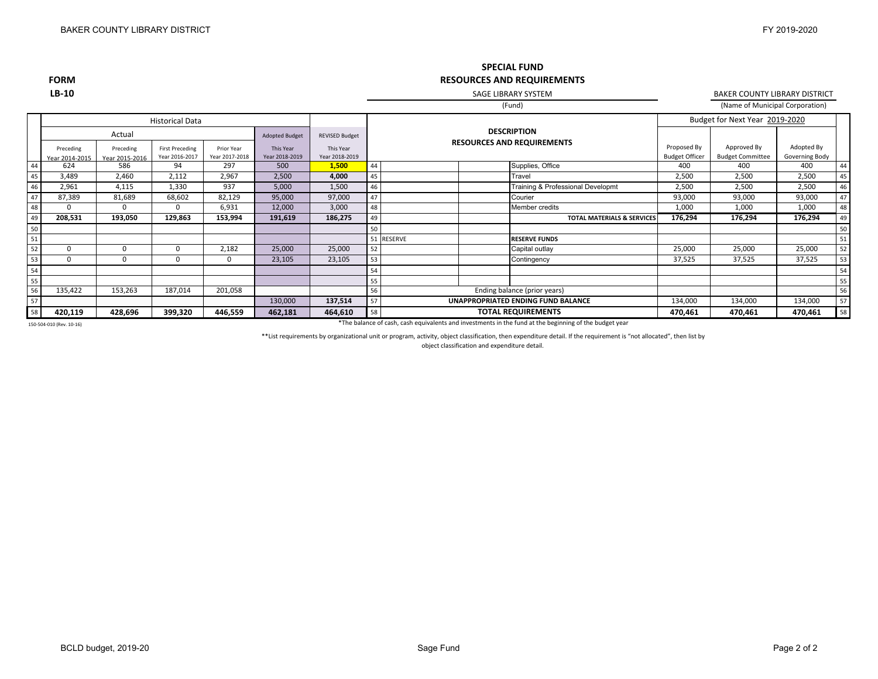BAKER COUNTY LIBRARY DISTRICT

FY 2019-2020

**FORM**
**LB-10**

## SPECIAL FUND
## RESOURCES AND REQUIREMENTS

SAGE LIBRARY SYSTEM (Fund)

BAKER COUNTY LIBRARY DISTRICT (Name of Municipal Corporation)

| | Historical Data | | | | | | | DESCRIPTION RESOURCES AND REQUIREMENTS | | | Budget for Next Year 2019-2020 | | | |
|---|---|---|---|---|---|---|---|---|---|---|---|---|---|---|
| | Actual | | | | Adopted Budget | REVISED Budget | | | | | | | | |
| | Preceding Year 2014-2015 | Preceding Year 2015-2016 | First Preceding Year 2016-2017 | Prior Year Year 2017-2018 | This Year Year 2018-2019 | This Year Year 2018-2019 | | | | | Proposed By Budget Officer | Approved By Budget Committee | Adopted By Governing Body | |
| 44 | 624 | 586 | 94 | 297 | 500 | **1,500** | 44 | | | Supplies, Office | 400 | 400 | 400 | 44 |
| 45 | 3,489 | 2,460 | 2,112 | 2,967 | 2,500 | **4,000** | 45 | | | Travel | 2,500 | 2,500 | 2,500 | 45 |
| 46 | 2,961 | 4,115 | 1,330 | 937 | 5,000 | 1,500 | 46 | | | Training & Professional Developmt | 2,500 | 2,500 | 2,500 | 46 |
| 47 | 87,389 | 81,689 | 68,602 | 82,129 | 95,000 | 97,000 | 47 | | | Courier | 93,000 | 93,000 | 93,000 | 47 |
| 48 | 0 | 0 | 0 | 6,931 | 12,000 | 3,000 | 48 | | | Member credits | 1,000 | 1,000 | 1,000 | 48 |
| 49 | **208,531** | **193,050** | **129,863** | **153,994** | **191,619** | **186,275** | 49 | | | **TOTAL MATERIALS & SERVICES** | **176,294** | **176,294** | **176,294** | 49 |
| 50 | | | | | | | 50 | | | | | | | 50 |
| 51 | | | | | | | 51 | RESERVE | | **RESERVE FUNDS** | | | | 51 |
| 52 | 0 | 0 | 0 | 2,182 | 25,000 | 25,000 | 52 | | | Capital outlay | 25,000 | 25,000 | 25,000 | 52 |
| 53 | 0 | 0 | 0 | 0 | 23,105 | 23,105 | 53 | | | Contingency | 37,525 | 37,525 | 37,525 | 53 |
| 54 | | | | | | | 54 | | | | | | | 54 |
| 55 | | | | | | | 55 | | | | | | | 55 |
| 56 | 135,422 | 153,263 | 187,014 | 201,058 | | | 56 | | | Ending balance (prior years) | | | | 56 |
| 57 | | | | | 130,000 | **137,514** | 57 | | | **UNAPPROPRIATED ENDING FUND BALANCE** | 134,000 | 134,000 | 134,000 | 57 |
| 58 | **420,119** | **428,696** | **399,320** | **446,559** | **462,181** | **464,610** | 58 | | | **TOTAL REQUIREMENTS** | **470,461** | **470,461** | **470,461** | 58 |

150-504-010 (Rev. 10-16)

*The balance of cash, cash equivalents and investments in the fund at the beginning of the budget year

**List requirements by organizational unit or program, activity, object classification, then expenditure detail. If the requirement is "not allocated", then list by object classification and expenditure detail.

BCLD budget, 2019-20

Sage Fund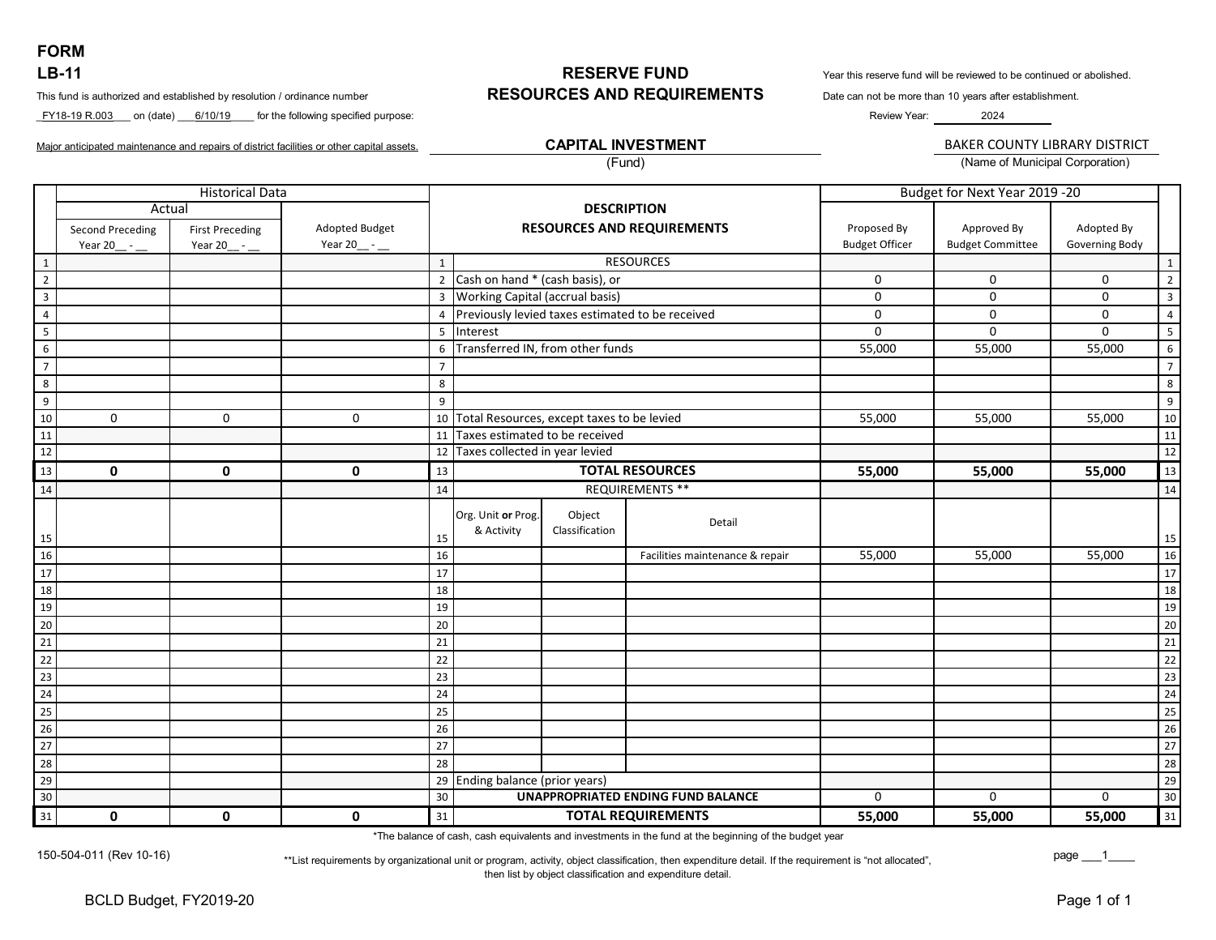**FORM**
**LB-11**

# RESERVE FUND
## RESOURCES AND REQUIREMENTS

This fund is authorized and established by resolution / ordinance number _FY18-19 R.003___ on (date) ___6/10/19____ for the following specified purpose:

Major anticipated maintenance and repairs of district facilities or other capital assets.

Year this reserve fund will be reviewed to be continued or abolished. Date can not be more than 10 years after establishment.

Review Year: 2024

**CAPITAL INVESTMENT**
(Fund)

BAKER COUNTY LIBRARY DISTRICT
(Name of Municipal Corporation)

| | Historical Data | | | | Description | | | Budget for Next Year 2019 -20 | | | |
|---|---|---|---|---|---|---|---|---|---|---|---|
| | Actual | | | | | | | | | | |
| | Second Preceding Year 20__ - __ | First Preceding Year 20__ - __ | Adopted Budget Year 20__ - __ | | **DESCRIPTION RESOURCES AND REQUIREMENTS** | | | Proposed By Budget Officer | Approved By Budget Committee | Adopted By Governing Body | |
| 1 | | | | 1 | RESOURCES | | | | | | 1 |
| 2 | | | | 2 | Cash on hand * (cash basis), or | | | 0 | 0 | 0 | 2 |
| 3 | | | | 3 | Working Capital (accrual basis) | | | 0 | 0 | 0 | 3 |
| 4 | | | | 4 | Previously levied taxes estimated to be received | | | 0 | 0 | 0 | 4 |
| 5 | | | | 5 | Interest | | | 0 | 0 | 0 | 5 |
| 6 | | | | 6 | Transferred IN, from other funds | | | 55,000 | 55,000 | 55,000 | 6 |
| 7 | | | | 7 | | | | | | | 7 |
| 8 | | | | 8 | | | | | | | 8 |
| 9 | | | | 9 | | | | | | | 9 |
| 10 | 0 | 0 | 0 | 10 | Total Resources, except taxes to be levied | | | 55,000 | 55,000 | 55,000 | 10 |
| 11 | | | | 11 | Taxes estimated to be received | | | | | | 11 |
| 12 | | | | 12 | Taxes collected in year levied | | | | | | 12 |
| 13 | **0** | **0** | **0** | 13 | **TOTAL RESOURCES** | | | **55,000** | **55,000** | **55,000** | 13 |
| 14 | | | | 14 | REQUIREMENTS ** | | | | | | 14 |
| 15 | | | | 15 | Org. Unit **or** Prog. & Activity | Object Classification | Detail | | | | 15 |
| 16 | | | | 16 | | | Facilities maintenance & repair | 55,000 | 55,000 | 55,000 | 16 |
| 17 | | | | 17 | | | | | | | 17 |
| 18 | | | | 18 | | | | | | | 18 |
| 19 | | | | 19 | | | | | | | 19 |
| 20 | | | | 20 | | | | | | | 20 |
| 21 | | | | 21 | | | | | | | 21 |
| 22 | | | | 22 | | | | | | | 22 |
| 23 | | | | 23 | | | | | | | 23 |
| 24 | | | | 24 | | | | | | | 24 |
| 25 | | | | 25 | | | | | | | 25 |
| 26 | | | | 26 | | | | | | | 26 |
| 27 | | | | 27 | | | | | | | 27 |
| 28 | | | | 28 | | | | | | | 28 |
| 29 | | | | 29 | Ending balance (prior years) | | | | | | 29 |
| 30 | | | | 30 | **UNAPPROPRIATED ENDING FUND BALANCE** | | | 0 | 0 | 0 | 30 |
| 31 | **0** | **0** | **0** | 31 | **TOTAL REQUIREMENTS** | | | **55,000** | **55,000** | **55,000** | 31 |

*The balance of cash, cash equivalents and investments in the fund at the beginning of the budget year

150-504-011 (Rev 10-16)

**List requirements by organizational unit or program, activity, object classification, then expenditure detail. If the requirement is "not allocated", then list by object classification and expenditure detail.

page ___1____

BCLD Budget, FY2019-20